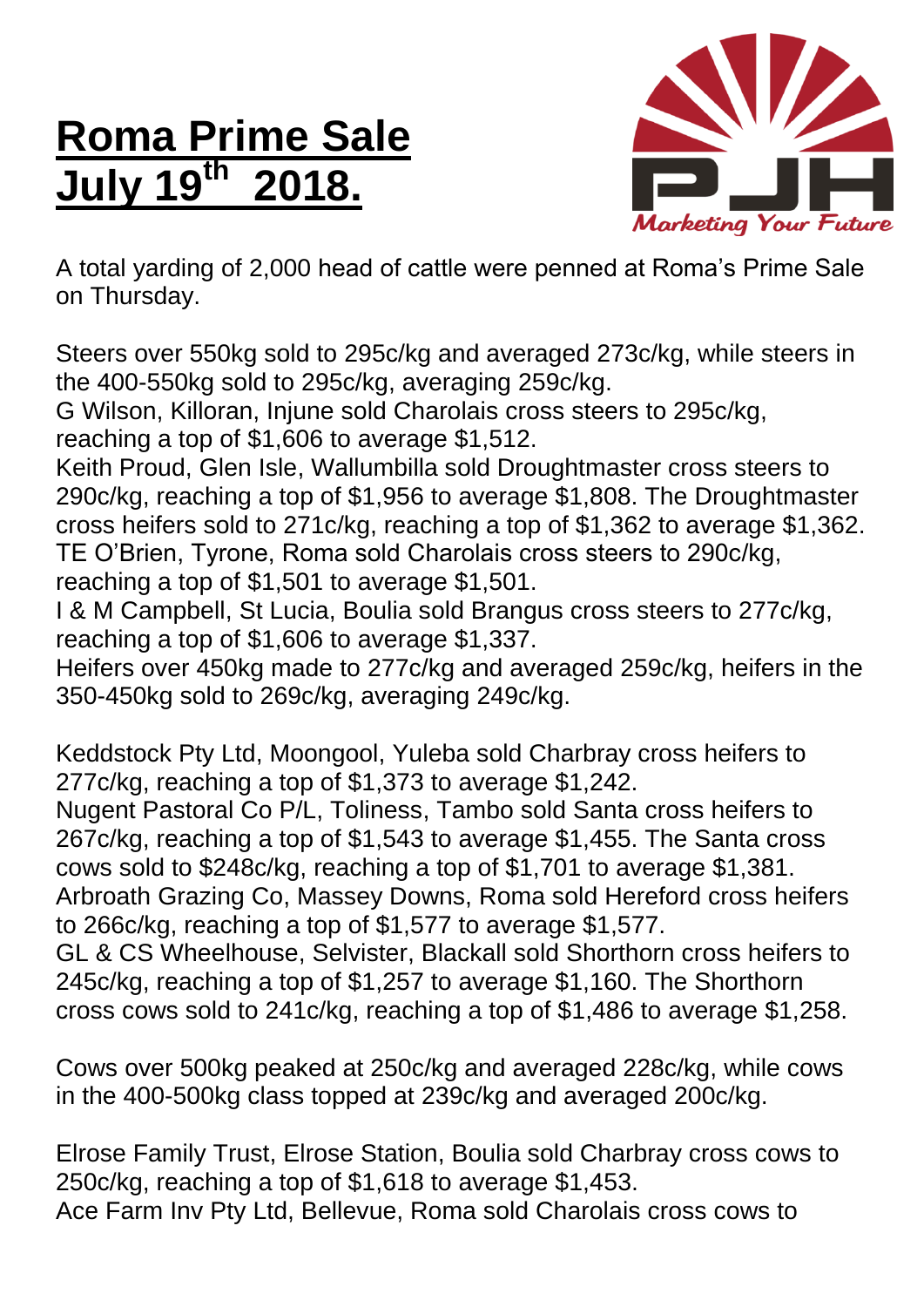# Roma Prime Sale July 19th 2018.

PJH

*Marketing Your Future*

A total yarding of 2,000 head of cattle were penned at Roma's Prime Sale on Thursday.

Steers over 550kg sold to 295c/kg and averaged 273c/kg, while steers in the 400-550kg sold to 295c/kg, averaging 259c/kg.
G Wilson, Killoran, Injune sold Charolais cross steers to 295c/kg, reaching a top of $1,606 to average $1,512.
Keith Proud, Glen Isle, Wallumbilla sold Droughtmaster cross steers to 290c/kg, reaching a top of $1,956 to average $1,808. The Droughtmaster cross heifers sold to 271c/kg, reaching a top of $1,362 to average $1,362.
TE O'Brien, Tyrone, Roma sold Charolais cross steers to 290c/kg, reaching a top of $1,501 to average $1,501.
I & M Campbell, St Lucia, Boulia sold Brangus cross steers to 277c/kg, reaching a top of $1,606 to average $1,337.
Heifers over 450kg made to 277c/kg and averaged 259c/kg, heifers in the 350-450kg sold to 269c/kg, averaging 249c/kg.

Keddstock Pty Ltd, Moongool, Yuleba sold Charbray cross heifers to 277c/kg, reaching a top of $1,373 to average $1,242.
Nugent Pastoral Co P/L, Toliness, Tambo sold Santa cross heifers to 267c/kg, reaching a top of $1,543 to average $1,455. The Santa cross cows sold to $248c/kg, reaching a top of $1,701 to average $1,381.
Arbroath Grazing Co, Massey Downs, Roma sold Hereford cross heifers to 266c/kg, reaching a top of $1,577 to average $1,577.
GL & CS Wheelhouse, Selvister, Blackall sold Shorthorn cross heifers to 245c/kg, reaching a top of $1,257 to average $1,160. The Shorthorn cross cows sold to 241c/kg, reaching a top of $1,486 to average $1,258.

Cows over 500kg peaked at 250c/kg and averaged 228c/kg, while cows in the 400-500kg class topped at 239c/kg and averaged 200c/kg.

Elrose Family Trust, Elrose Station, Boulia sold Charbray cross cows to 250c/kg, reaching a top of $1,618 to average $1,453.
Ace Farm Inv Pty Ltd, Bellevue, Roma sold Charolais cross cows to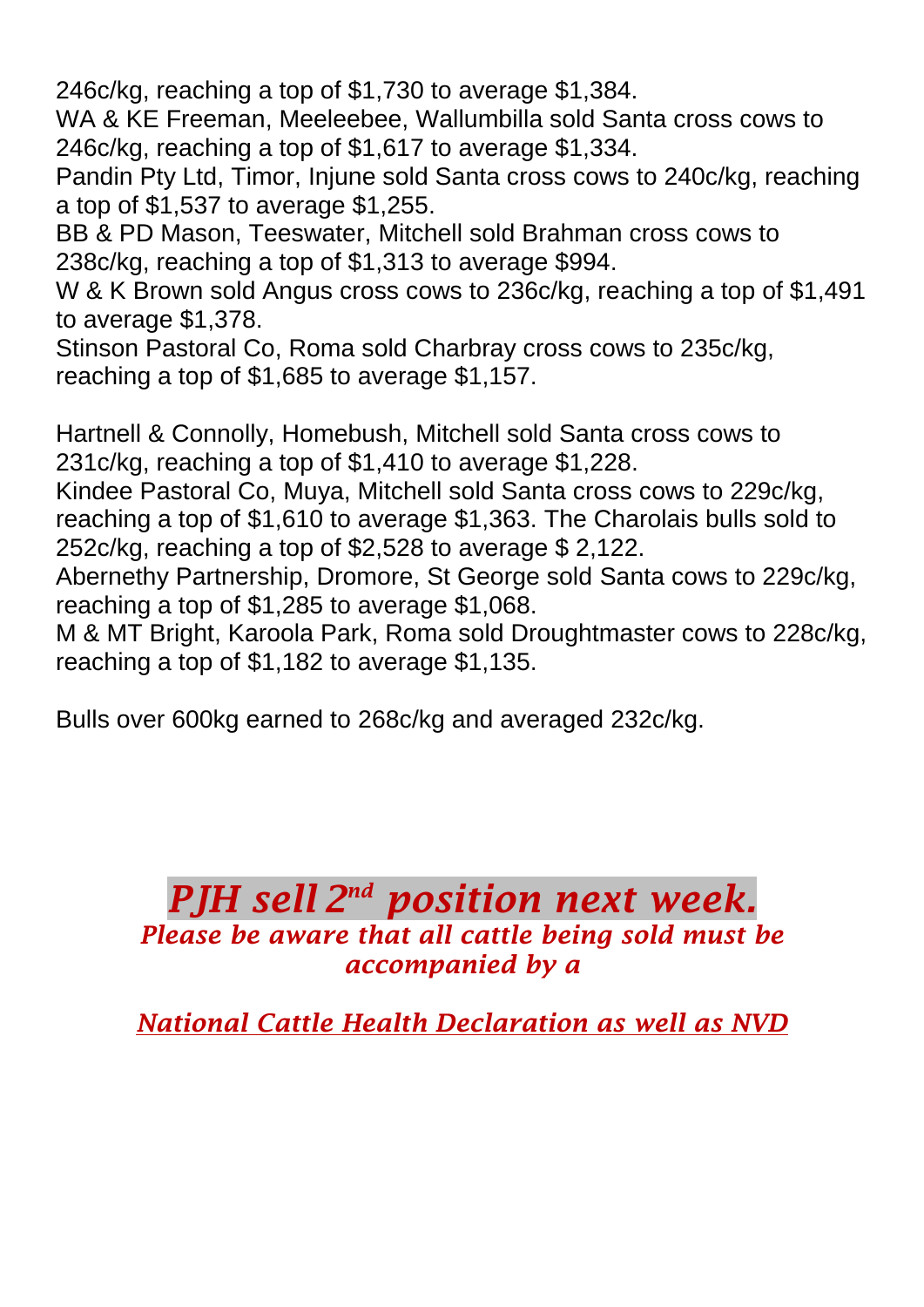246c/kg, reaching a top of $1,730 to average $1,384.
WA & KE Freeman, Meeleebee, Wallumbilla sold Santa cross cows to 246c/kg, reaching a top of $1,617 to average $1,334.
Pandin Pty Ltd, Timor, Injune sold Santa cross cows to 240c/kg, reaching a top of $1,537 to average $1,255.
BB & PD Mason, Teeswater, Mitchell sold Brahman cross cows to 238c/kg, reaching a top of $1,313 to average $994.
W & K Brown sold Angus cross cows to 236c/kg, reaching a top of $1,491 to average $1,378.
Stinson Pastoral Co, Roma sold Charbray cross cows to 235c/kg, reaching a top of $1,685 to average $1,157.

Hartnell & Connolly, Homebush, Mitchell sold Santa cross cows to 231c/kg, reaching a top of $1,410 to average $1,228.
Kindee Pastoral Co, Muya, Mitchell sold Santa cross cows to 229c/kg, reaching a top of $1,610 to average $1,363. The Charolais bulls sold to 252c/kg, reaching a top of $2,528 to average $ 2,122.
Abernethy Partnership, Dromore, St George sold Santa cows to 229c/kg, reaching a top of $1,285 to average $1,068.
M & MT Bright, Karoola Park, Roma sold Droughtmaster cows to 228c/kg, reaching a top of $1,182 to average $1,135.

Bulls over 600kg earned to 268c/kg and averaged 232c/kg.

***PJH sell 2nd position next week.***

***Please be aware that all cattle being sold must be accompanied by a***

***National Cattle Health Declaration as well as NVD***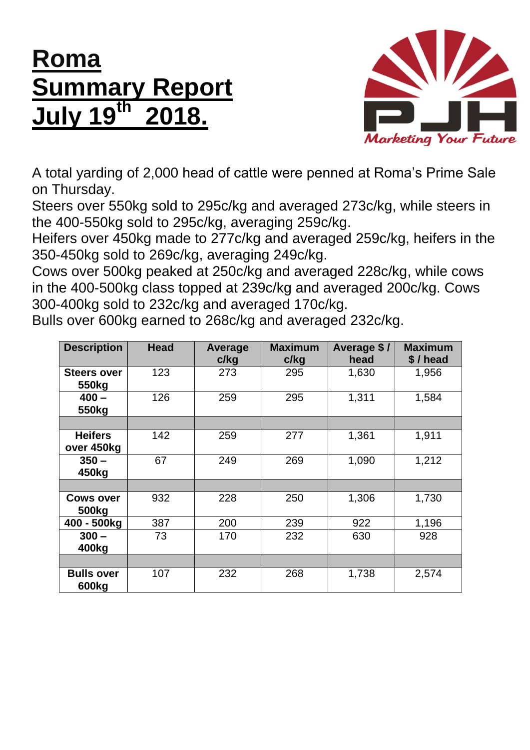# Roma Summary Report July 19th 2018.

Marketing Your Future

A total yarding of 2,000 head of cattle were penned at Roma's Prime Sale on Thursday.
Steers over 550kg sold to 295c/kg and averaged 273c/kg, while steers in the 400-550kg sold to 295c/kg, averaging 259c/kg.
Heifers over 450kg made to 277c/kg and averaged 259c/kg, heifers in the 350-450kg sold to 269c/kg, averaging 249c/kg.
Cows over 500kg peaked at 250c/kg and averaged 228c/kg, while cows in the 400-500kg class topped at 239c/kg and averaged 200c/kg. Cows 300-400kg sold to 232c/kg and averaged 170c/kg.
Bulls over 600kg earned to 268c/kg and averaged 232c/kg.

| Description | Head | Average c/kg | Maximum c/kg | Average $ / head | Maximum $ / head |
|---|---|---|---|---|---|
| **Steers over 550kg** | 123 | 273 | 295 | 1,630 | 1,956 |
| **400 – 550kg** | 126 | 259 | 295 | 1,311 | 1,584 |
| | | | | | |
| **Heifers over 450kg** | 142 | 259 | 277 | 1,361 | 1,911 |
| **350 – 450kg** | 67 | 249 | 269 | 1,090 | 1,212 |
| | | | | | |
| **Cows over 500kg** | 932 | 228 | 250 | 1,306 | 1,730 |
| **400 - 500kg** | 387 | 200 | 239 | 922 | 1,196 |
| **300 – 400kg** | 73 | 170 | 232 | 630 | 928 |
| | | | | | |
| **Bulls over 600kg** | 107 | 232 | 268 | 1,738 | 2,574 |